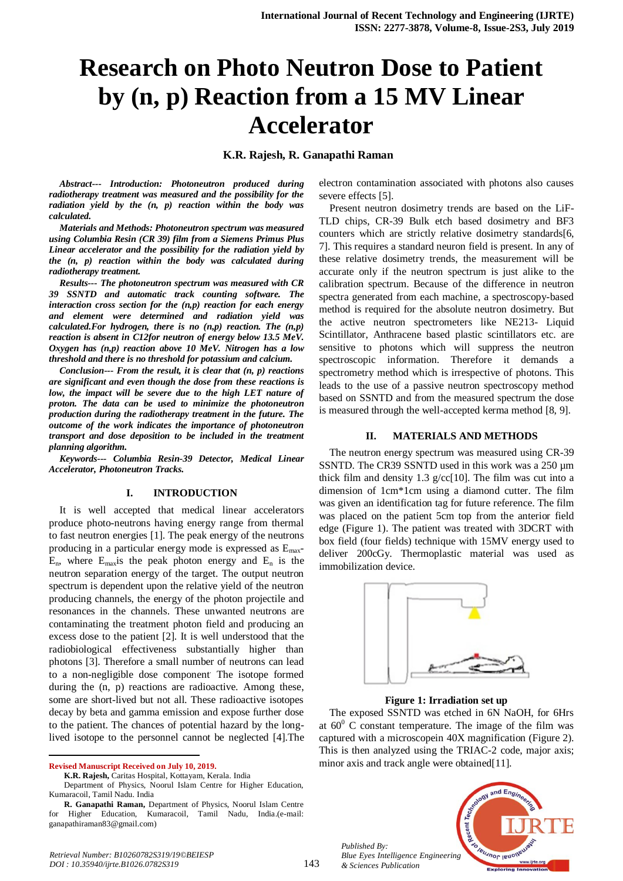# Research on Photo Neutron Dose to Patient by (n, p) Reaction from a 15 MV Linear Accelerator

**K.R. Rajesh, R. Ganapathi Raman**

***Abstract--- Introduction: Photoneutron produced during radiotherapy treatment was measured and the possibility for the radiation yield by the (n, p) reaction within the body was calculated.***

***Materials and Methods: Photoneutron spectrum was measured using Columbia Resin (CR 39) film from a Siemens Primus Plus Linear accelerator and the possibility for the radiation yield by the (n, p) reaction within the body was calculated during radiotherapy treatment.***

***Results--- The photoneutron spectrum was measured with CR 39 SSNTD and automatic track counting software. The interaction cross section for the (n,p) reaction for each energy and element were determined and radiation yield was calculated.For hydrogen, there is no (n,p) reaction. The (n,p) reaction is absent in C12for neutron of energy below 13.5 MeV. Oxygen has (n,p) reaction above 10 MeV. Nitrogen has a low threshold and there is no threshold for potassium and calcium.***

***Conclusion--- From the result, it is clear that (n, p) reactions are significant and even though the dose from these reactions is low, the impact will be severe due to the high LET nature of proton. The data can be used to minimize the photoneutron production during the radiotherapy treatment in the future. The outcome of the work indicates the importance of photoneutron transport and dose deposition to be included in the treatment planning algorithm.***

***Keywords--- Columbia Resin-39 Detector, Medical Linear Accelerator, Photoneutron Tracks.***

## I. INTRODUCTION

It is well accepted that medical linear accelerators produce photo-neutrons having energy range from thermal to fast neutron energies [1]. The peak energy of the neutrons producing in a particular energy mode is expressed as $E_{max}$-$E_n$, where $E_{max}$is the peak photon energy and $E_n$ is the neutron separation energy of the target. The output neutron spectrum is dependent upon the relative yield of the neutron producing channels, the energy of the photon projectile and resonances in the channels. These unwanted neutrons are contaminating the treatment photon field and producing an excess dose to the patient [2]. It is well understood that the radiobiological effectiveness substantially higher than photons [3]. Therefore a small number of neutrons can lead to a non-negligible dose component. The isotope formed during the (n, p) reactions are radioactive. Among these, some are short-lived but not all. These radioactive isotopes decay by beta and gamma emission and expose further dose to the patient. The chances of potential hazard by the long-lived isotope to the personnel cannot be neglected [4].The electron contamination associated with photons also causes severe effects [5].

Present neutron dosimetry trends are based on the LiF-TLD chips, CR-39 Bulk etch based dosimetry and BF3 counters which are strictly relative dosimetry standards[6, 7]. This requires a standard neuron field is present. In any of these relative dosimetry trends, the measurement will be accurate only if the neutron spectrum is just alike to the calibration spectrum. Because of the difference in neutron spectra generated from each machine, a spectroscopy-based method is required for the absolute neutron dosimetry. But the active neutron spectrometers like NE213- Liquid Scintillator, Anthracene based plastic scintillators etc. are sensitive to photons which will suppress the neutron spectroscopic information. Therefore it demands a spectrometry method which is irrespective of photons. This leads to the use of a passive neutron spectroscopy method based on SSNTD and from the measured spectrum the dose is measured through the well-accepted kerma method [8, 9].

## II. MATERIALS AND METHODS

The neutron energy spectrum was measured using CR-39 SSNTD. The CR39 SSNTD used in this work was a 250 µm thick film and density 1.3 g/cc[10]. The film was cut into a dimension of 1cm*1cm using a diamond cutter. The film was given an identification tag for future reference. The film was placed on the patient 5cm top from the anterior field edge (Figure 1). The patient was treated with 3DCRT with box field (four fields) technique with 15MV energy used to deliver 200cGy. Thermoplastic material was used as immobilization device.

**Figure 1: Irradiation set up**

The exposed SSNTD was etched in 6N NaOH, for 6Hrs at $60^0$ C constant temperature. The image of the film was captured with a microscopein 40X magnification (Figure 2). This is then analyzed using the TRIAC-2 code, major axis; minor axis and track angle were obtained[11].

---

**Revised Manuscript Received on July 10, 2019.**

**K.R. Rajesh,** Caritas Hospital, Kottayam, Kerala. India

Department of Physics, Noorul Islam Centre for Higher Education, Kumaracoil, Tamil Nadu. India

**R. Ganapathi Raman,** Department of Physics, Noorul Islam Centre for Higher Education, Kumaracoil, Tamil Nadu, India.(e-mail: ganapathiraman83@gmail.com)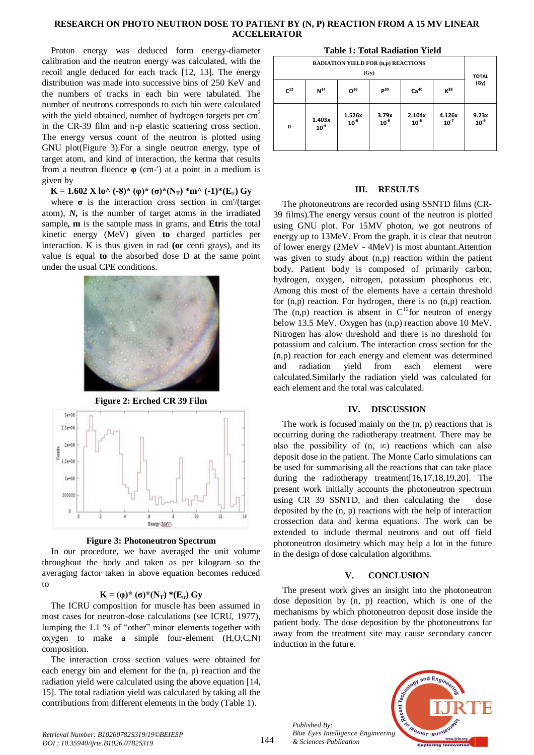Proton energy was deduced form energy-diameter calibration and the neutron energy was calculated, with the recoil angle deduced for each track [12, 13]. The energy distribution was made into successive bins of 250 KeV and the numbers of tracks in each bin were tabulated. The number of neutrons corresponds to each bin were calculated with the yield obtained, number of hydrogen targets per $cm^2$ in the CR-39 film and n-p elastic scattering cross section. The energy versus count of the neutron is plotted using GNU plot(Figure 3).For a single neutron energy, type of target atom, and kind of interaction, the kerma that results from a neutron fluence **φ** (cm-') at a point in a medium is given by

**K = 1.602 X lo^ (-8)* (φ)* (σ)*($N_T$) *m^ (-1)*($E_{tr}$) Gy**

where **σ** is the interaction cross section in cm'/(target atom), ***N,*** is the number of target atoms in the irradiated sample**, m** is the sample mass in grams, and **Etr**is the total kinetic energy (MeV) given **to** charged particles per interaction. K is thus given in rad **(or** centi grays), and its value is equal **to** the absorbed dose D at the same point under the usual CPE conditions.

**Figure 2: Erched CR 39 Film**

**Figure 3: Photoneutron Spectrum**

In our procedure, we have averaged the unit volume throughout the body and taken as per kilogram so the averaging factor taken in above equation becomes reduced to

**K = (φ)* (σ)*($N_T$) *($E_{tr}$) Gy**

The ICRU composition for muscle has been assumed in most cases for neutron-dose calculations (see ICRU, 1977), lumping the 1.1 % of "other" minor elements together with oxygen to make a simple four-element (H,O,C,N) composition.

The interaction cross section values were obtained for each energy bin and element for the (n, p) reaction and the radiation yield were calculated using the above equation [14, 15]. The total radiation yield was calculated by taking all the contributions from different elements in the body (Table 1).

**Table 1: Total Radiation Yield**

| RADIATION YIELD FOR (n,p) REACTIONS (Gy) | | | | | | TOTAL (Gy) |
|---|---|---|---|---|---|---|
| $C^{12}$ | $N^{14}$ | $O^{16}$ | $P^{30}$ | $Ca^{40}$ | $K^{39}$ | |
| 0 | $1.403 \times 10^{-6}$ | $1.526 \times 10^{-6}$ | $3.79 \times 10^{-6}$ | $2.104 \times 10^{-6}$ | $4.126 \times 10^{-7}$ | $9.23 \times 10^{-6}$ |

## III. RESULTS

The photoneutrons are recorded using SSNTD films (CR-39 films).The energy versus count of the neutron is plotted using GNU plot. For 15MV photon, we got neutrons of energy up to 13MeV. From the graph, it is clear that neutron of lower energy (2MeV - 4MeV) is most abuntant.Attention was given to study about (n,p) reaction within the patient body. Patient body is composed of primarily carbon, hydrogen, oxygen, nitrogen, potassium phosphorus etc. Among this most of the elements have a certain threshold for (n,p) reaction. For hydrogen, there is no (n,p) reaction. The (n,p) reaction is absent in $C^{12}$for neutron of energy below 13.5 MeV. Oxygen has (n,p) reaction above 10 MeV. Nitrogen has alow threshold and there is no threshold for potassium and calcium. The interaction cross section for the (n,p) reaction for each energy and element was determined and radiation yield from each element were calculated.Similarly the radiation yield was calculated for each element and the total was calculated.

## IV. DISCUSSION

The work is focused mainly on the (n, p) reactions that is occurring during the radiotherapy treatment. There may be also the possibility of (n, ∞) reactions which can also deposit dose in the patient. The Monte Carlo simulations can be used for summarising all the reactions that can take place during the radiotherapy treatment[16,17,18,19,20]. The present work initially accounts the photoneutron spectrum using CR 39 SSNTD, and then calculating the dose deposited by the (n, p) reactions with the help of interaction crossection data and kerma equations. The work can be extended to include thermal neutrons and out off field photoneutron dosimetry which may help a lot in the future in the design of dose calculation algorithms.

## V. CONCLUSION

The present work gives an insight into the photoneutron dose deposition by (n, p) reaction, which is one of the mechanisms by which photoneutron deposit dose inside the patient body. The dose deposition by the photoneutrons far away from the treatment site may cause secondary cancer induction in the future.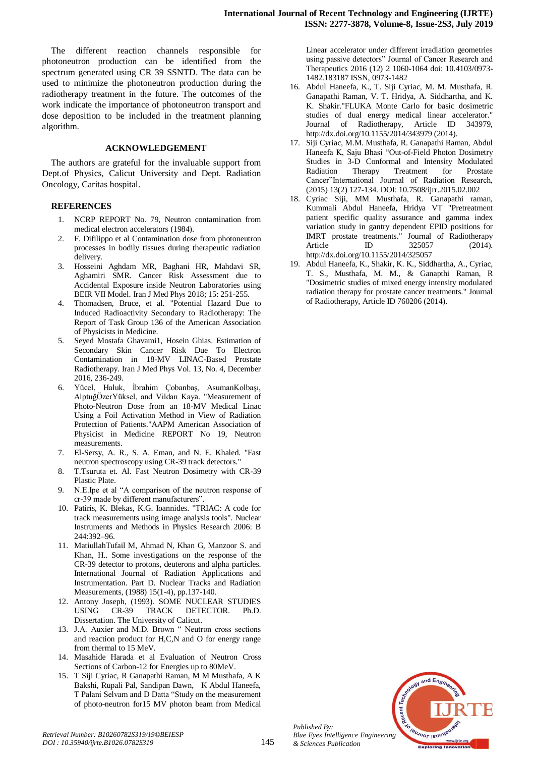The different reaction channels responsible for photoneutron production can be identified from the spectrum generated using CR 39 SSNTD. The data can be used to minimize the photoneutron production during the radiotherapy treatment in the future. The outcomes of the work indicate the importance of photoneutron transport and dose deposition to be included in the treatment planning algorithm.

## ACKNOWLEDGEMENT

The authors are grateful for the invaluable support from Dept.of Physics, Calicut University and Dept. Radiation Oncology, Caritas hospital.

## REFERENCES

1. NCRP REPORT No. 79, Neutron contamination from medical electron accelerators (1984).
2. F. Difilippo et al Contamination dose from photoneutron processes in bodily tissues during therapeutic radiation delivery.
3. Hosseini Aghdam MR, Baghani HR, Mahdavi SR, Aghamiri SMR. Cancer Risk Assessment due to Accidental Exposure inside Neutron Laboratories using BEIR VII Model. Iran J Med Phys 2018; 15: 251-255.
4. Thomadsen, Bruce, et al. "Potential Hazard Due to Induced Radioactivity Secondary to Radiotherapy: The Report of Task Group 136 of the American Association of Physicists in Medicine.
5. Seyed Mostafa Ghavami1, Hosein Ghias. Estimation of Secondary Skin Cancer Risk Due To Electron Contamination in 18-MV LINAC-Based Prostate Radiotherapy. Iran J Med Phys Vol. 13, No. 4, December 2016, 236-249.
6. Yücel, Haluk, İbrahim Çobanbaş, AsumanKolbaşı, AlptuğÖzerYüksel, and Vildan Kaya. "Measurement of Photo-Neutron Dose from an 18-MV Medical Linac Using a Foil Activation Method in View of Radiation Protection of Patients."AAPM American Association of Physicist in Medicine REPORT No 19, Neutron measurements.
7. El-Sersy, A. R., S. A. Eman, and N. E. Khaled. "Fast neutron spectroscopy using CR-39 track detectors."
8. T.Tsuruta et. Al. Fast Neutron Dosimetry with CR-39 Plastic Plate.
9. N.E.Ipe et al "A comparison of the neutron response of cr-39 made by different manufacturers".
10. Patiris, K. Blekas, K.G. Ioannides. "TRIAC: A code for track measurements using image analysis tools". Nuclear Instruments and Methods in Physics Research 2006: B 244:392–96.
11. MatiullahTufail M, Ahmad N, Khan G, Manzoor S. and Khan, H.. Some investigations on the response of the CR-39 detector to protons, deuterons and alpha particles. International Journal of Radiation Applications and Instrumentation. Part D. Nuclear Tracks and Radiation Measurements, (1988) 15(1-4), pp.137-140.
12. Antony Joseph, (1993). SOME NUCLEAR STUDIES USING CR-39 TRACK DETECTOR. Ph.D. Dissertation. The University of Calicut.
13. J.A. Auxier and M.D. Brown " Neutron cross sections and reaction product for H,C,N and O for energy range from thermal to 15 MeV.
14. Masahide Harada et al Evaluation of Neutron Cross Sections of Carbon-12 for Energies up to 80MeV.
15. T Siji Cyriac, R Ganapathi Raman, M M Musthafa, A K Bakshi, Rupali Pal, Sandipan Dawn, K Abdul Haneefa, T Palani Selvam and D Datta "Study on the measurement of photo-neutron for15 MV photon beam from Medical Linear accelerator under different irradiation geometries using passive detectors" Journal of Cancer Research and Therapeutics 2016 (12) 2 1060-1064 doi: 10.4103/0973-1482.183187 ISSN, 0973-1482
16. Abdul Haneefa, K., T. Siji Cyriac, M. M. Musthafa, R. Ganapathi Raman, V. T. Hridya, A. Siddhartha, and K. K. Shakir."FLUKA Monte Carlo for basic dosimetric studies of dual energy medical linear accelerator." Journal of Radiotherapy, Article ID 343979, http://dx.doi.org/10.1155/2014/343979 (2014).
17. Siji Cyriac, M.M. Musthafa, R. Ganapathi Raman, Abdul Haneefa K, Saju Bhasi "Out-of-Field Photon Dosimetry Studies in 3-D Conformal and Intensity Modulated Radiation Therapy Treatment for Prostate Cancer"International Journal of Radiation Research, (2015) 13(2) 127-134. DOI: 10.7508/ijrr.2015.02.002
18. Cyriac Siji, MM Musthafa, R. Ganapathi raman, Kummali Abdul Haneefa, Hridya VT "Pretreatment patient specific quality assurance and gamma index variation study in gantry dependent EPID positions for IMRT prostate treatments." Journal of Radiotherapy Article ID 325057 (2014). http://dx.doi.org/10.1155/2014/325057
19. Abdul Haneefa, K., Shakir, K. K., Siddhartha, A., Cyriac, T. S., Musthafa, M. M., & Ganapthi Raman, R "Dosimetric studies of mixed energy intensity modulated radiation therapy for prostate cancer treatments." Journal of Radiotherapy, Article ID 760206 (2014).